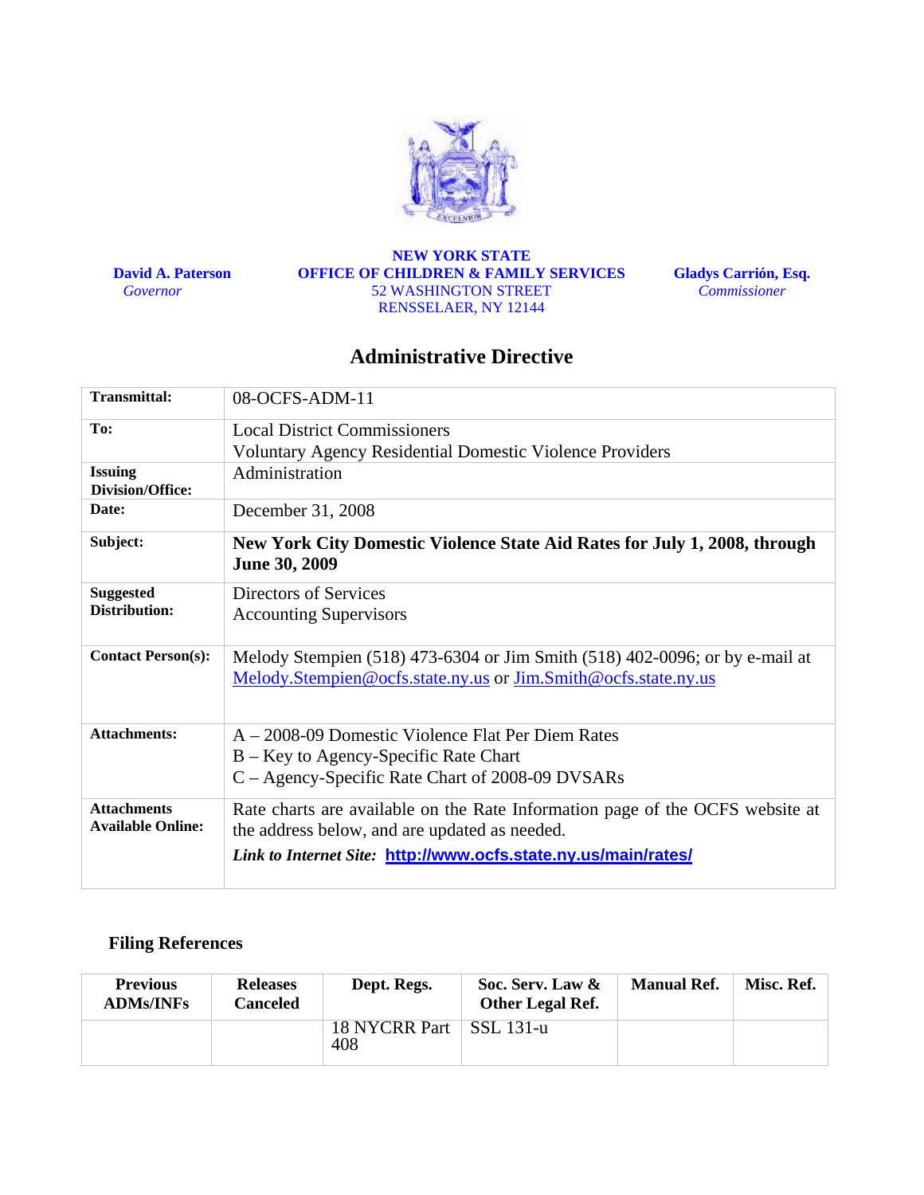**David A. Paterson**
*Governor*

**NEW YORK STATE**
**OFFICE OF CHILDREN & FAMILY SERVICES**
52 WASHINGTON STREET
RENSSELAER, NY 12144

**Gladys Carrión, Esq.**
*Commissioner*

# Administrative Directive

| | |
|---|---|
| **Transmittal:** | 08-OCFS-ADM-11 |
| **To:** | Local District Commissioners<br>Voluntary Agency Residential Domestic Violence Providers |
| **Issuing Division/Office:** | Administration |
| **Date:** | December 31, 2008 |
| **Subject:** | **New York City Domestic Violence State Aid Rates for July 1, 2008, through June 30, 2009** |
| **Suggested Distribution:** | Directors of Services<br>Accounting Supervisors |
| **Contact Person(s):** | Melody Stempien (518) 473-6304 or Jim Smith (518) 402-0096; or by e-mail at Melody.Stempien@ocfs.state.ny.us or Jim.Smith@ocfs.state.ny.us |
| **Attachments:** | A – 2008-09 Domestic Violence Flat Per Diem Rates<br>B – Key to Agency-Specific Rate Chart<br>C – Agency-Specific Rate Chart of 2008-09 DVSARs |
| **Attachments Available Online:** | Rate charts are available on the Rate Information page of the OCFS website at the address below, and are updated as needed.<br>***Link to Internet Site:* http://www.ocfs.state.ny.us/main/rates/** |

### Filing References

| Previous ADMs/INFs | Releases Canceled | Dept. Regs. | Soc. Serv. Law & Other Legal Ref. | Manual Ref. | Misc. Ref. |
|---|---|---|---|---|---|
| | | 18 NYCRR Part 408 | SSL 131-u | | |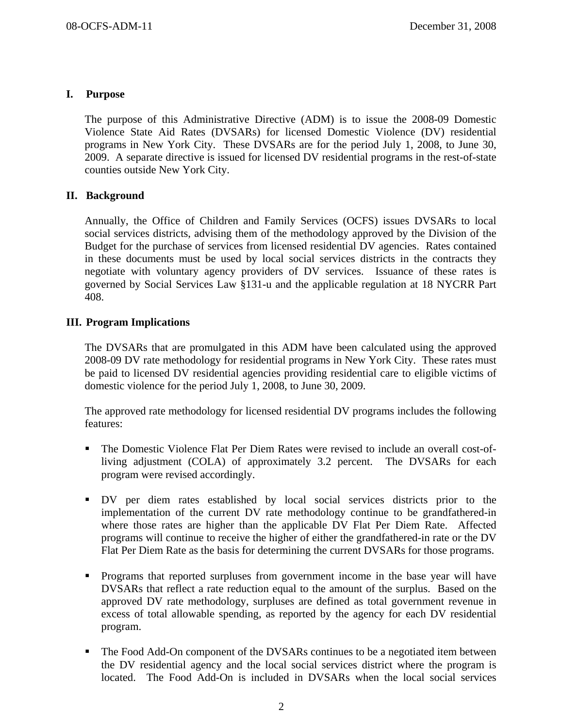## I. Purpose

The purpose of this Administrative Directive (ADM) is to issue the 2008-09 Domestic Violence State Aid Rates (DVSARs) for licensed Domestic Violence (DV) residential programs in New York City. These DVSARs are for the period July 1, 2008, to June 30, 2009. A separate directive is issued for licensed DV residential programs in the rest-of-state counties outside New York City.

## II. Background

Annually, the Office of Children and Family Services (OCFS) issues DVSARs to local social services districts, advising them of the methodology approved by the Division of the Budget for the purchase of services from licensed residential DV agencies. Rates contained in these documents must be used by local social services districts in the contracts they negotiate with voluntary agency providers of DV services. Issuance of these rates is governed by Social Services Law §131-u and the applicable regulation at 18 NYCRR Part 408.

## III. Program Implications

The DVSARs that are promulgated in this ADM have been calculated using the approved 2008-09 DV rate methodology for residential programs in New York City. These rates must be paid to licensed DV residential agencies providing residential care to eligible victims of domestic violence for the period July 1, 2008, to June 30, 2009.

The approved rate methodology for licensed residential DV programs includes the following features:

- The Domestic Violence Flat Per Diem Rates were revised to include an overall cost-of-living adjustment (COLA) of approximately 3.2 percent. The DVSARs for each program were revised accordingly.

- DV per diem rates established by local social services districts prior to the implementation of the current DV rate methodology continue to be grandfathered-in where those rates are higher than the applicable DV Flat Per Diem Rate. Affected programs will continue to receive the higher of either the grandfathered-in rate or the DV Flat Per Diem Rate as the basis for determining the current DVSARs for those programs.

- Programs that reported surpluses from government income in the base year will have DVSARs that reflect a rate reduction equal to the amount of the surplus. Based on the approved DV rate methodology, surpluses are defined as total government revenue in excess of total allowable spending, as reported by the agency for each DV residential program.

- The Food Add-On component of the DVSARs continues to be a negotiated item between the DV residential agency and the local social services district where the program is located. The Food Add-On is included in DVSARs when the local social services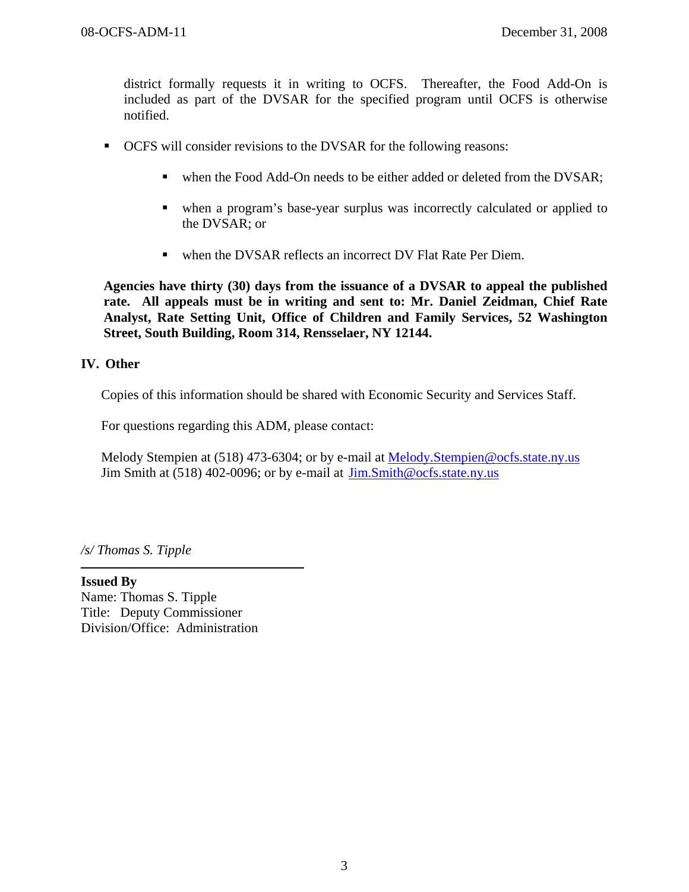district formally requests it in writing to OCFS. Thereafter, the Food Add-On is included as part of the DVSAR for the specified program until OCFS is otherwise notified.

- OCFS will consider revisions to the DVSAR for the following reasons:
  - when the Food Add-On needs to be either added or deleted from the DVSAR;
  - when a program's base-year surplus was incorrectly calculated or applied to the DVSAR; or
  - when the DVSAR reflects an incorrect DV Flat Rate Per Diem.

**Agencies have thirty (30) days from the issuance of a DVSAR to appeal the published rate. All appeals must be in writing and sent to: Mr. Daniel Zeidman, Chief Rate Analyst, Rate Setting Unit, Office of Children and Family Services, 52 Washington Street, South Building, Room 314, Rensselaer, NY 12144.**

## IV. Other

Copies of this information should be shared with Economic Security and Services Staff.

For questions regarding this ADM, please contact:

Melody Stempien at (518) 473-6304; or by e-mail at Melody.Stempien@ocfs.state.ny.us
Jim Smith at (518) 402-0096; or by e-mail at Jim.Smith@ocfs.state.ny.us

*/s/ Thomas S. Tipple*

---

**Issued By**
Name: Thomas S. Tipple
Title: Deputy Commissioner
Division/Office: Administration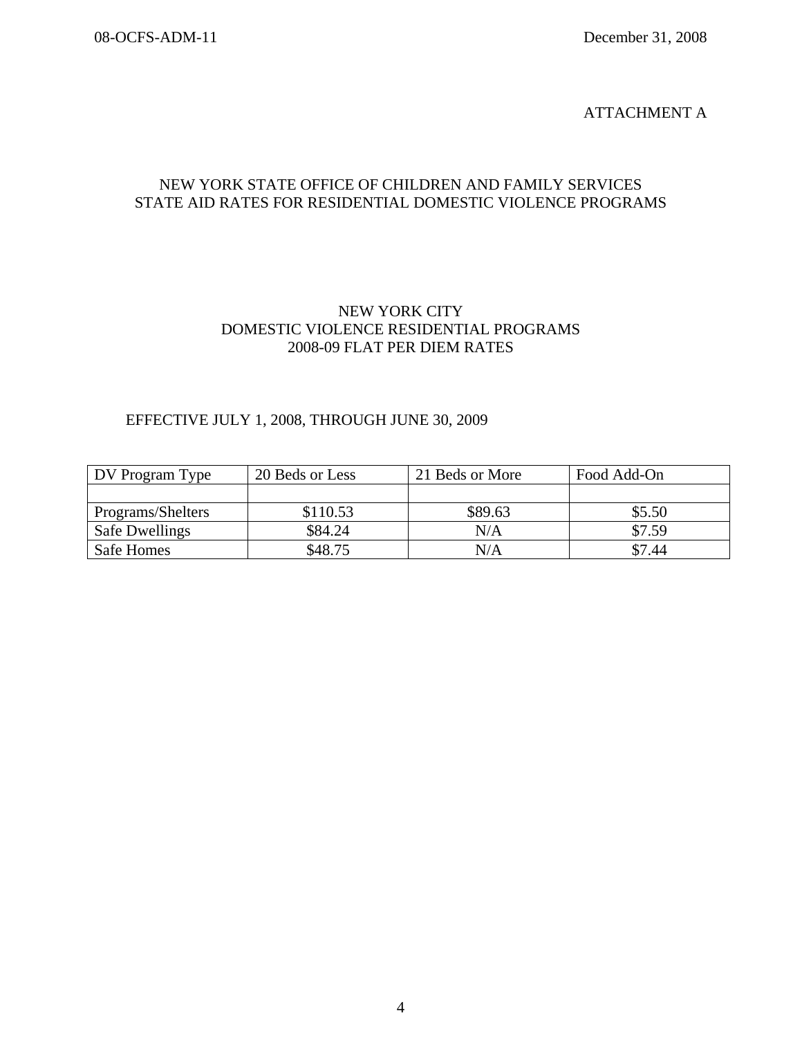ATTACHMENT A

# NEW YORK STATE OFFICE OF CHILDREN AND FAMILY SERVICES
# STATE AID RATES FOR RESIDENTIAL DOMESTIC VIOLENCE PROGRAMS

## NEW YORK CITY
## DOMESTIC VIOLENCE RESIDENTIAL PROGRAMS
## 2008-09 FLAT PER DIEM RATES

EFFECTIVE JULY 1, 2008, THROUGH JUNE 30, 2009

| DV Program Type | 20 Beds or Less | 21 Beds or More | Food Add-On |
|---|---|---|---|
| | | | |
| Programs/Shelters | $110.53 | $89.63 | $5.50 |
| Safe Dwellings | $84.24 | N/A | $7.59 |
| Safe Homes | $48.75 | N/A | $7.44 |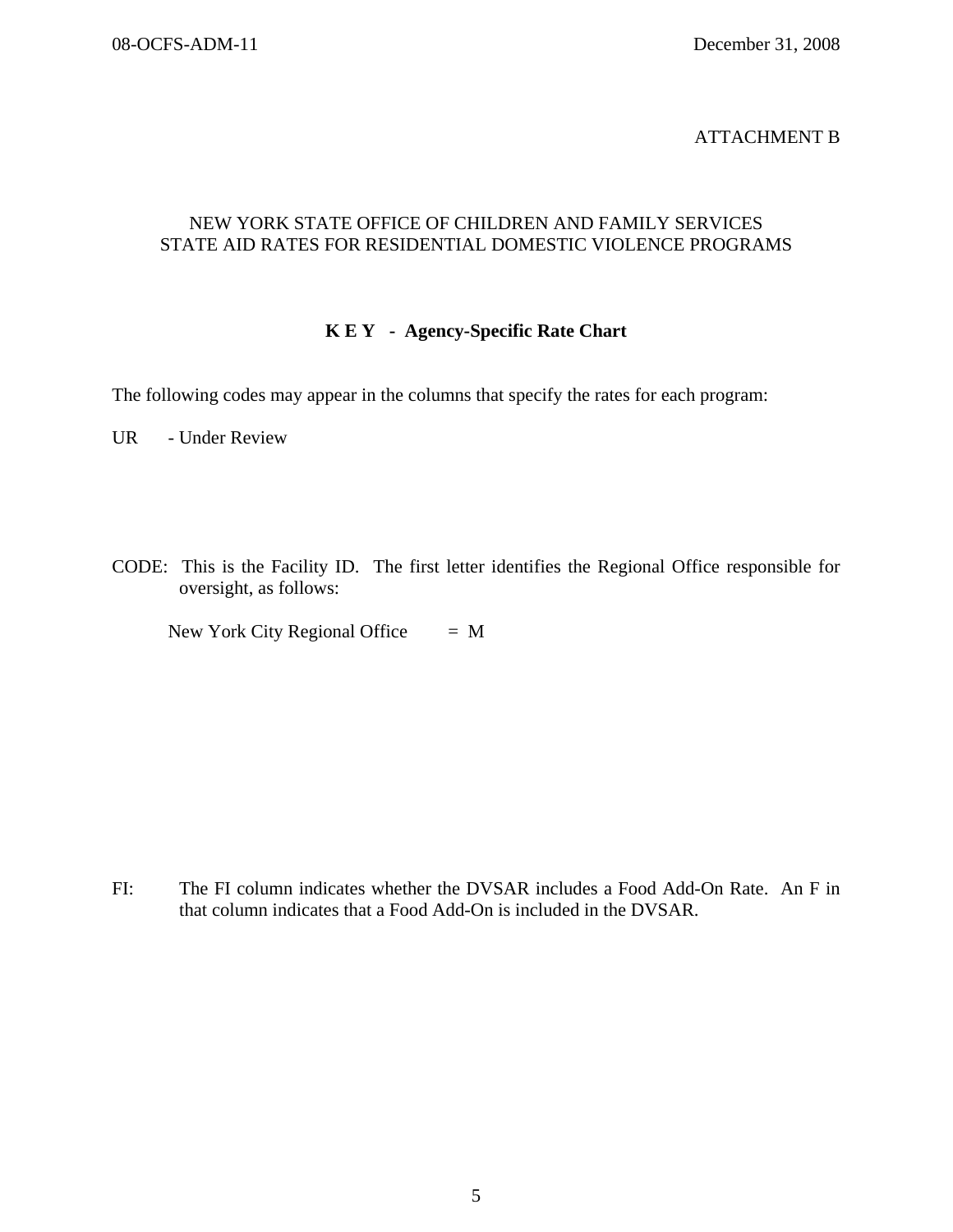ATTACHMENT B

NEW YORK STATE OFFICE OF CHILDREN AND FAMILY SERVICES
STATE AID RATES FOR RESIDENTIAL DOMESTIC VIOLENCE PROGRAMS

**K E Y - Agency-Specific Rate Chart**

The following codes may appear in the columns that specify the rates for each program:

UR - Under Review

CODE: This is the Facility ID. The first letter identifies the Regional Office responsible for oversight, as follows:

New York City Regional Office = M

FI: The FI column indicates whether the DVSAR includes a Food Add-On Rate. An F in that column indicates that a Food Add-On is included in the DVSAR.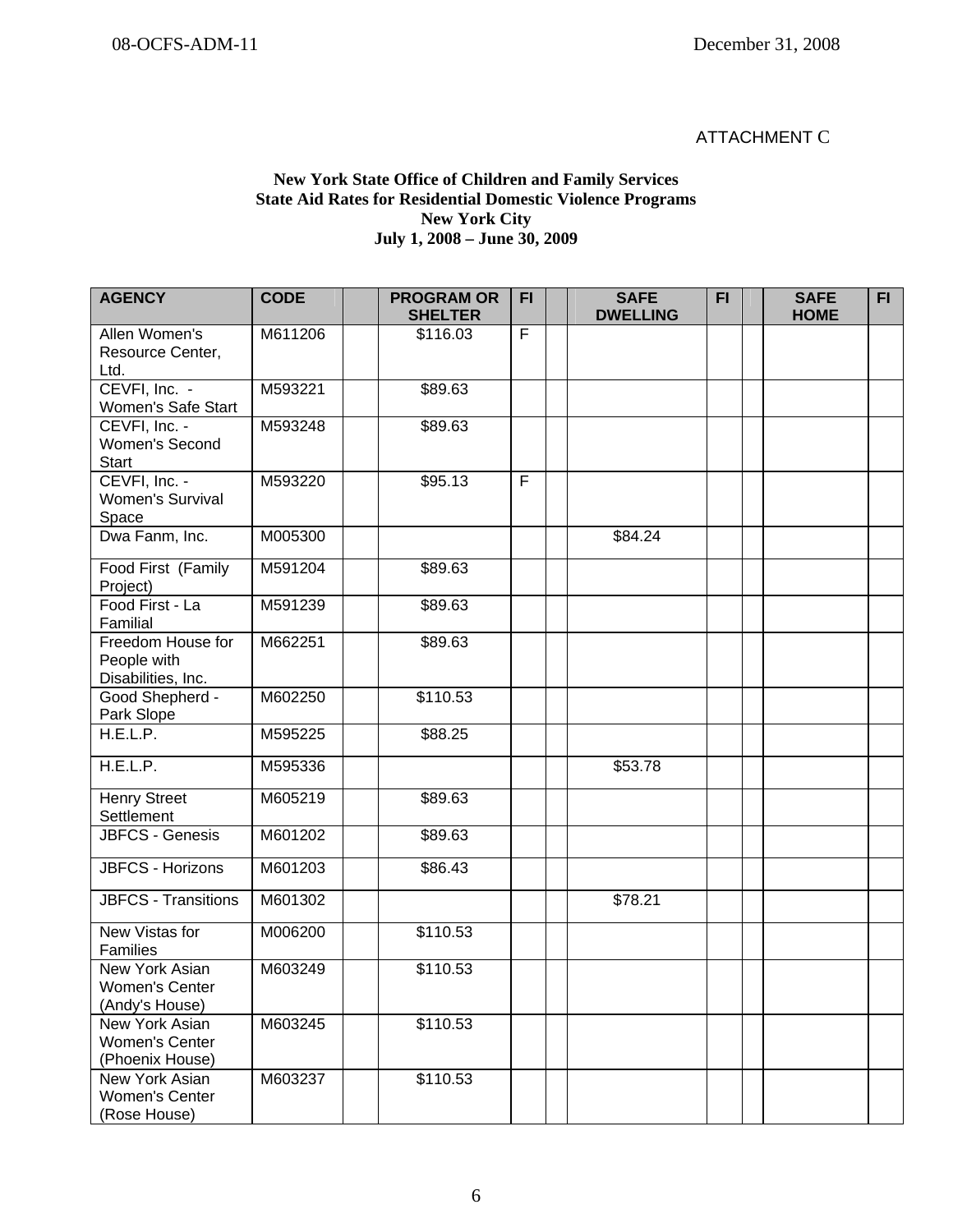ATTACHMENT C

**New York State Office of Children and Family Services**
**State Aid Rates for Residential Domestic Violence Programs**
**New York City**
**July 1, 2008 – June 30, 2009**

| AGENCY | CODE | PROGRAM OR SHELTER | FI | SAFE DWELLING | FI | SAFE HOME | FI |
|---|---|---|---|---|---|---|---|
| Allen Women's Resource Center, Ltd. | M611206 | $116.03 | F | | | | |
| CEVFI, Inc. - Women's Safe Start | M593221 | $89.63 | | | | | |
| CEVFI, Inc. - Women's Second Start | M593248 | $89.63 | | | | | |
| CEVFI, Inc. - Women's Survival Space | M593220 | $95.13 | F | | | | |
| Dwa Fanm, Inc. | M005300 | | | $84.24 | | | |
| Food First (Family Project) | M591204 | $89.63 | | | | | |
| Food First - La Familial | M591239 | $89.63 | | | | | |
| Freedom House for People with Disabilities, Inc. | M662251 | $89.63 | | | | | |
| Good Shepherd - Park Slope | M602250 | $110.53 | | | | | |
| H.E.L.P. | M595225 | $88.25 | | | | | |
| H.E.L.P. | M595336 | | | $53.78 | | | |
| Henry Street Settlement | M605219 | $89.63 | | | | | |
| JBFCS - Genesis | M601202 | $89.63 | | | | | |
| JBFCS - Horizons | M601203 | $86.43 | | | | | |
| JBFCS - Transitions | M601302 | | | $78.21 | | | |
| New Vistas for Families | M006200 | $110.53 | | | | | |
| New York Asian Women's Center (Andy's House) | M603249 | $110.53 | | | | | |
| New York Asian Women's Center (Phoenix House) | M603245 | $110.53 | | | | | |
| New York Asian Women's Center (Rose House) | M603237 | $110.53 | | | | | |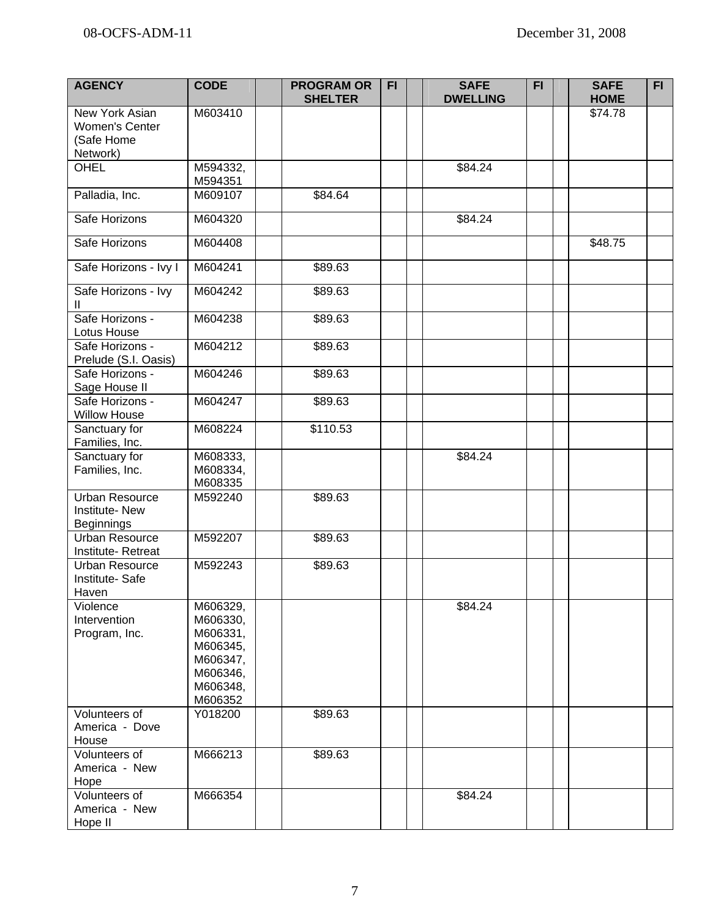| AGENCY | CODE | | PROGRAM OR SHELTER | FI | | SAFE DWELLING | FI | | SAFE HOME | FI |
|---|---|---|---|---|---|---|---|---|---|---|
| New York Asian Women's Center (Safe Home Network) | M603410 | | | | | | | | $74.78 | |
| OHEL | M594332, M594351 | | | | | $84.24 | | | | |
| Palladia, Inc. | M609107 | | $84.64 | | | | | | | |
| Safe Horizons | M604320 | | | | | $84.24 | | | | |
| Safe Horizons | M604408 | | | | | | | | $48.75 | |
| Safe Horizons - Ivy I | M604241 | | $89.63 | | | | | | | |
| Safe Horizons - Ivy II | M604242 | | $89.63 | | | | | | | |
| Safe Horizons - Lotus House | M604238 | | $89.63 | | | | | | | |
| Safe Horizons - Prelude (S.I. Oasis) | M604212 | | $89.63 | | | | | | | |
| Safe Horizons - Sage House II | M604246 | | $89.63 | | | | | | | |
| Safe Horizons - Willow House | M604247 | | $89.63 | | | | | | | |
| Sanctuary for Families, Inc. | M608224 | | $110.53 | | | | | | | |
| Sanctuary for Families, Inc. | M608333, M608334, M608335 | | | | | $84.24 | | | | |
| Urban Resource Institute- New Beginnings | M592240 | | $89.63 | | | | | | | |
| Urban Resource Institute- Retreat | M592207 | | $89.63 | | | | | | | |
| Urban Resource Institute- Safe Haven | M592243 | | $89.63 | | | | | | | |
| Violence Intervention Program, Inc. | M606329, M606330, M606331, M606345, M606347, M606346, M606348, M606352 | | | | | $84.24 | | | | |
| Volunteers of America - Dove House | Y018200 | | $89.63 | | | | | | | |
| Volunteers of America - New Hope | M666213 | | $89.63 | | | | | | | |
| Volunteers of America - New Hope II | M666354 | | | | | $84.24 | | | | |